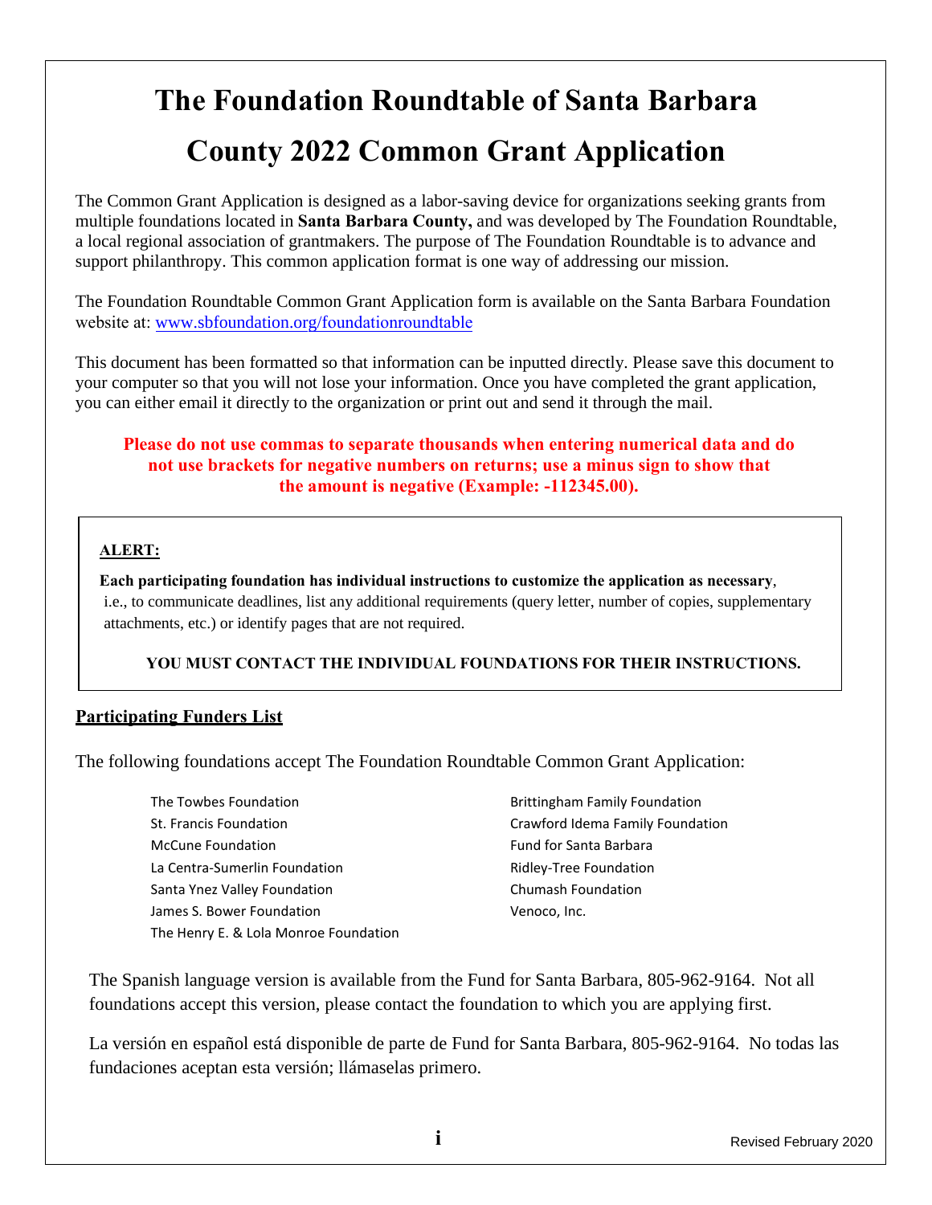# The Foundation Roundtable of Santa Barbara County 2022 Common Grant Application

The Common Grant Application is designed as a labor-saving device for organizations seeking grants from multiple foundations located in **Santa Barbara County,** and was developed by The Foundation Roundtable, a local regional association of grantmakers. The purpose of The Foundation Roundtable is to advance and support philanthropy. This common application format is one way of addressing our mission.

The Foundation Roundtable Common Grant Application form is available on the Santa Barbara Foundation website at: www.sbfoundation.org/foundationroundtable

This document has been formatted so that information can be inputted directly. Please save this document to your computer so that you will not lose your information. Once you have completed the grant application, you can either email it directly to the organization or print out and send it through the mail.

**Please do not use commas to separate thousands when entering numerical data and do not use brackets for negative numbers on returns; use a minus sign to show that the amount is negative (Example: -112345.00).**

**ALERT:**

**Each participating foundation has individual instructions to customize the application as necessary**, i.e., to communicate deadlines, list any additional requirements (query letter, number of copies, supplementary attachments, etc.) or identify pages that are not required.

**YOU MUST CONTACT THE INDIVIDUAL FOUNDATIONS FOR THEIR INSTRUCTIONS.**

## Participating Funders List

The following foundations accept The Foundation Roundtable Common Grant Application:

- The Towbes Foundation
- St. Francis Foundation
- McCune Foundation
- La Centra-Sumerlin Foundation
- Santa Ynez Valley Foundation
- James S. Bower Foundation
- The Henry E. & Lola Monroe Foundation
- Brittingham Family Foundation
- Crawford Idema Family Foundation
- Fund for Santa Barbara
- Ridley-Tree Foundation
- Chumash Foundation
- Venoco, Inc.

The Spanish language version is available from the Fund for Santa Barbara, 805-962-9164. Not all foundations accept this version, please contact the foundation to which you are applying first.

La versión en español está disponible de parte de Fund for Santa Barbara, 805-962-9164. No todas las fundaciones aceptan esta versión; llámaselas primero.

Revised February 2020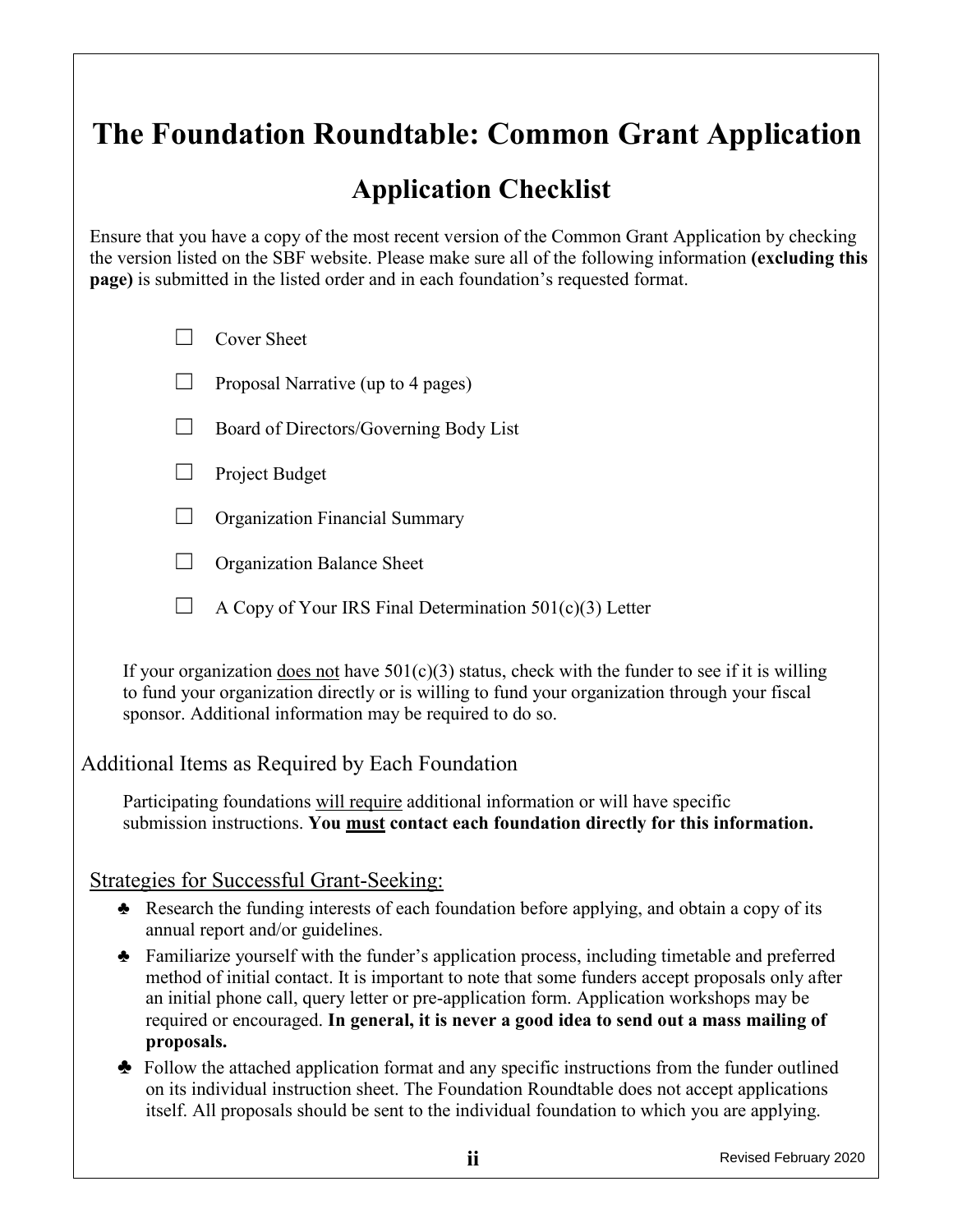# The Foundation Roundtable: Common Grant Application

## Application Checklist

Ensure that you have a copy of the most recent version of the Common Grant Application by checking the version listed on the SBF website. Please make sure all of the following information **(excluding this page)** is submitted in the listed order and in each foundation's requested format.

- ☐ Cover Sheet
- ☐ Proposal Narrative (up to 4 pages)
- ☐ Board of Directors/Governing Body List
- ☐ Project Budget
- ☐ Organization Financial Summary
- ☐ Organization Balance Sheet
- ☐ A Copy of Your IRS Final Determination 501(c)(3) Letter

If your organization does not have 501(c)(3) status, check with the funder to see if it is willing to fund your organization directly or is willing to fund your organization through your fiscal sponsor. Additional information may be required to do so.

### Additional Items as Required by Each Foundation

Participating foundations will require additional information or will have specific submission instructions. **You must contact each foundation directly for this information.**

### Strategies for Successful Grant-Seeking:

- ♣ Research the funding interests of each foundation before applying, and obtain a copy of its annual report and/or guidelines.
- ♣ Familiarize yourself with the funder's application process, including timetable and preferred method of initial contact. It is important to note that some funders accept proposals only after an initial phone call, query letter or pre-application form. Application workshops may be required or encouraged. **In general, it is never a good idea to send out a mass mailing of proposals.**
- ♣ Follow the attached application format and any specific instructions from the funder outlined on its individual instruction sheet. The Foundation Roundtable does not accept applications itself. All proposals should be sent to the individual foundation to which you are applying.

Revised February 2020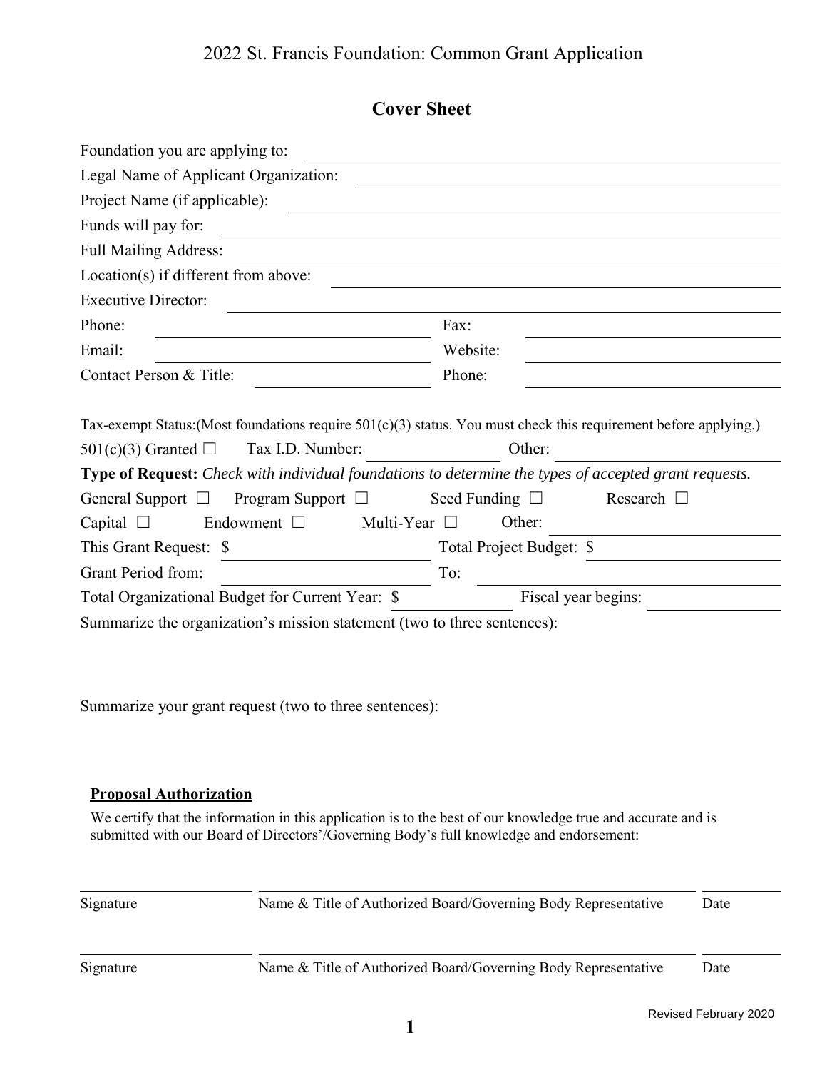# 2022 St. Francis Foundation: Common Grant Application

## Cover Sheet

Foundation you are applying to: \_\_\_\_\_\_\_\_\_\_\_\_\_\_\_\_\_\_\_\_

Legal Name of Applicant Organization: \_\_\_\_\_\_\_\_\_\_\_\_\_\_\_\_\_\_\_\_

Project Name (if applicable): \_\_\_\_\_\_\_\_\_\_\_\_\_\_\_\_\_\_\_\_

Funds will pay for: \_\_\_\_\_\_\_\_\_\_\_\_\_\_\_\_\_\_\_\_

Full Mailing Address: \_\_\_\_\_\_\_\_\_\_\_\_\_\_\_\_\_\_\_\_

Location(s) if different from above: \_\_\_\_\_\_\_\_\_\_\_\_\_\_\_\_\_\_\_\_

Executive Director: \_\_\_\_\_\_\_\_\_\_\_\_\_\_\_\_\_\_\_\_

Phone: \_\_\_\_\_\_\_\_\_\_ Fax: \_\_\_\_\_\_\_\_\_\_

Email: \_\_\_\_\_\_\_\_\_\_ Website: \_\_\_\_\_\_\_\_\_\_

Contact Person & Title: \_\_\_\_\_\_\_\_\_\_ Phone: \_\_\_\_\_\_\_\_\_\_

Tax-exempt Status:(Most foundations require 501(c)(3) status. You must check this requirement before applying.)

501(c)(3) Granted ☐ Tax I.D. Number: \_\_\_\_\_\_\_\_\_\_ Other: \_\_\_\_\_\_\_\_\_\_

**Type of Request:** *Check with individual foundations to determine the types of accepted grant requests.*

General Support ☐ Program Support ☐ Seed Funding ☐ Research ☐

Capital ☐ Endowment ☐ Multi-Year ☐ Other: \_\_\_\_\_\_\_\_\_\_

This Grant Request: $ \_\_\_\_\_\_\_\_\_\_ Total Project Budget: $ \_\_\_\_\_\_\_\_\_\_

Grant Period from: \_\_\_\_\_\_\_\_\_\_ To: \_\_\_\_\_\_\_\_\_\_

Total Organizational Budget for Current Year: $ \_\_\_\_\_\_\_\_\_\_ Fiscal year begins: \_\_\_\_\_\_\_\_\_\_

Summarize the organization's mission statement (two to three sentences):

Summarize your grant request (two to three sentences):

**Proposal Authorization**

We certify that the information in this application is to the best of our knowledge true and accurate and is submitted with our Board of Directors'/Governing Body's full knowledge and endorsement:

| Signature | Name & Title of Authorized Board/Governing Body Representative | Date |
|---|---|---|
| | | |

| Signature | Name & Title of Authorized Board/Governing Body Representative | Date |
|---|---|---|
| | | |

Revised February 2020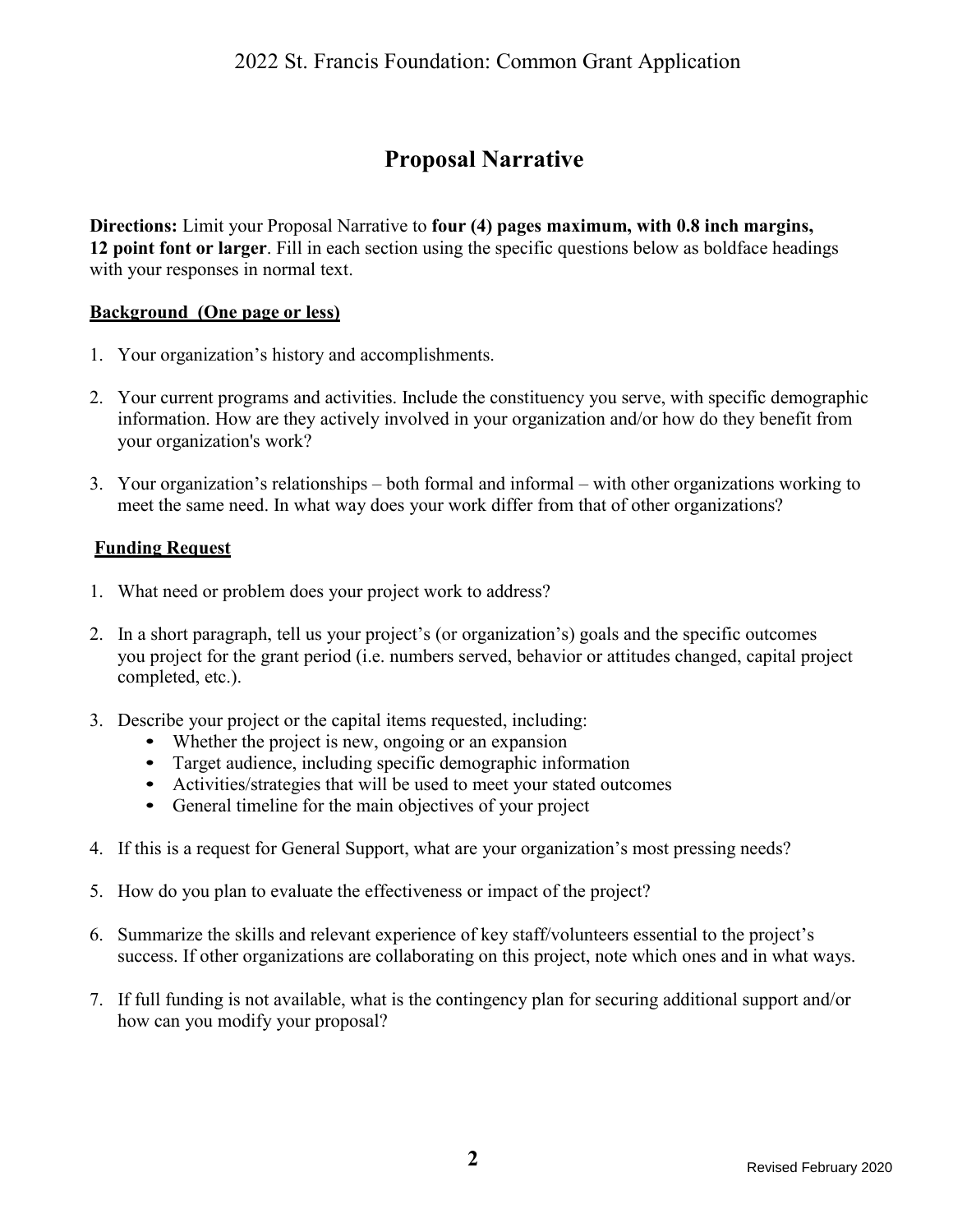# Proposal Narrative

**Directions:** Limit your Proposal Narrative to **four (4) pages maximum, with 0.8 inch margins, 12 point font or larger**. Fill in each section using the specific questions below as boldface headings with your responses in normal text.

**Background (One page or less)**

1. Your organization's history and accomplishments.
2. Your current programs and activities. Include the constituency you serve, with specific demographic information. How are they actively involved in your organization and/or how do they benefit from your organization's work?
3. Your organization's relationships – both formal and informal – with other organizations working to meet the same need. In what way does your work differ from that of other organizations?

**Funding Request**

1. What need or problem does your project work to address?
2. In a short paragraph, tell us your project's (or organization's) goals and the specific outcomes you project for the grant period (i.e. numbers served, behavior or attitudes changed, capital project completed, etc.).
3. Describe your project or the capital items requested, including:
   - Whether the project is new, ongoing or an expansion
   - Target audience, including specific demographic information
   - Activities/strategies that will be used to meet your stated outcomes
   - General timeline for the main objectives of your project
4. If this is a request for General Support, what are your organization's most pressing needs?
5. How do you plan to evaluate the effectiveness or impact of the project?
6. Summarize the skills and relevant experience of key staff/volunteers essential to the project's success. If other organizations are collaborating on this project, note which ones and in what ways.
7. If full funding is not available, what is the contingency plan for securing additional support and/or how can you modify your proposal?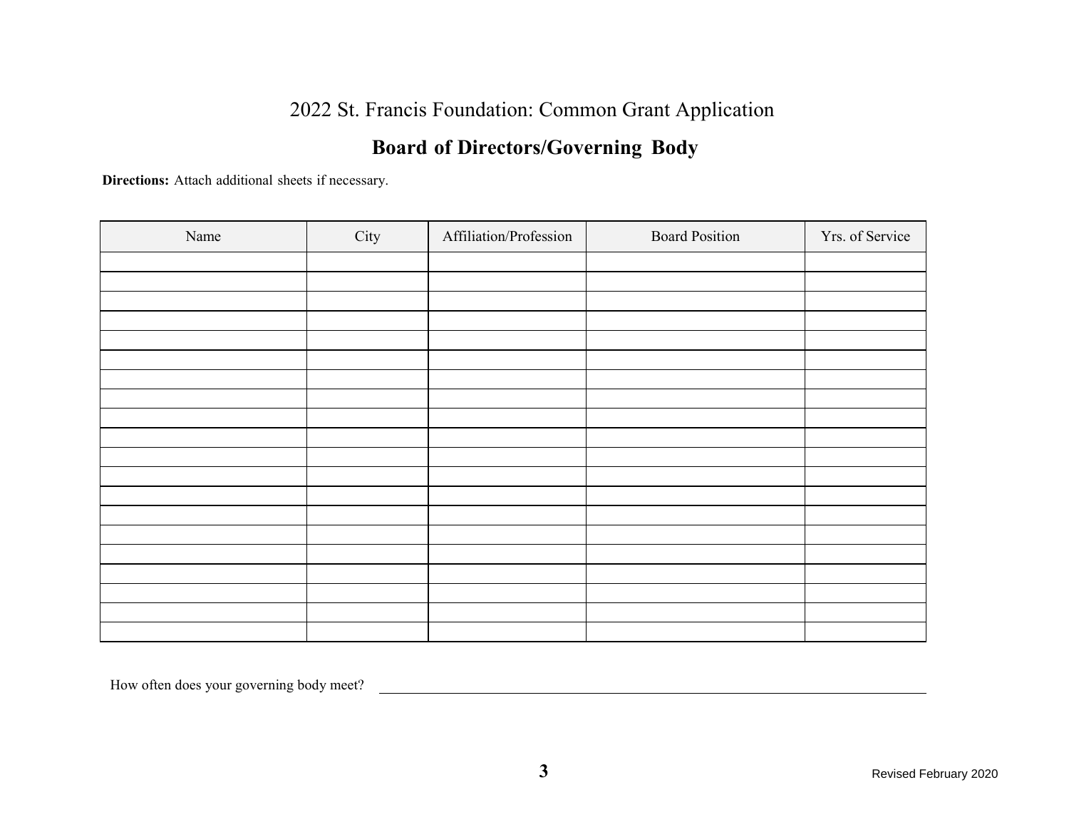2022 St. Francis Foundation: Common Grant Application

## Board of Directors/Governing Body

**Directions:** Attach additional sheets if necessary.

| Name | City | Affiliation/Profession | Board Position | Yrs. of Service |
|---|---|---|---|---|
| | | | | |
| | | | | |
| | | | | |
| | | | | |
| | | | | |
| | | | | |
| | | | | |
| | | | | |
| | | | | |
| | | | | |
| | | | | |
| | | | | |
| | | | | |
| | | | | |
| | | | | |
| | | | | |
| | | | | |
| | | | | |
| | | | | |
| | | | | |

How often does your governing body meet? ______________________________

Revised February 2020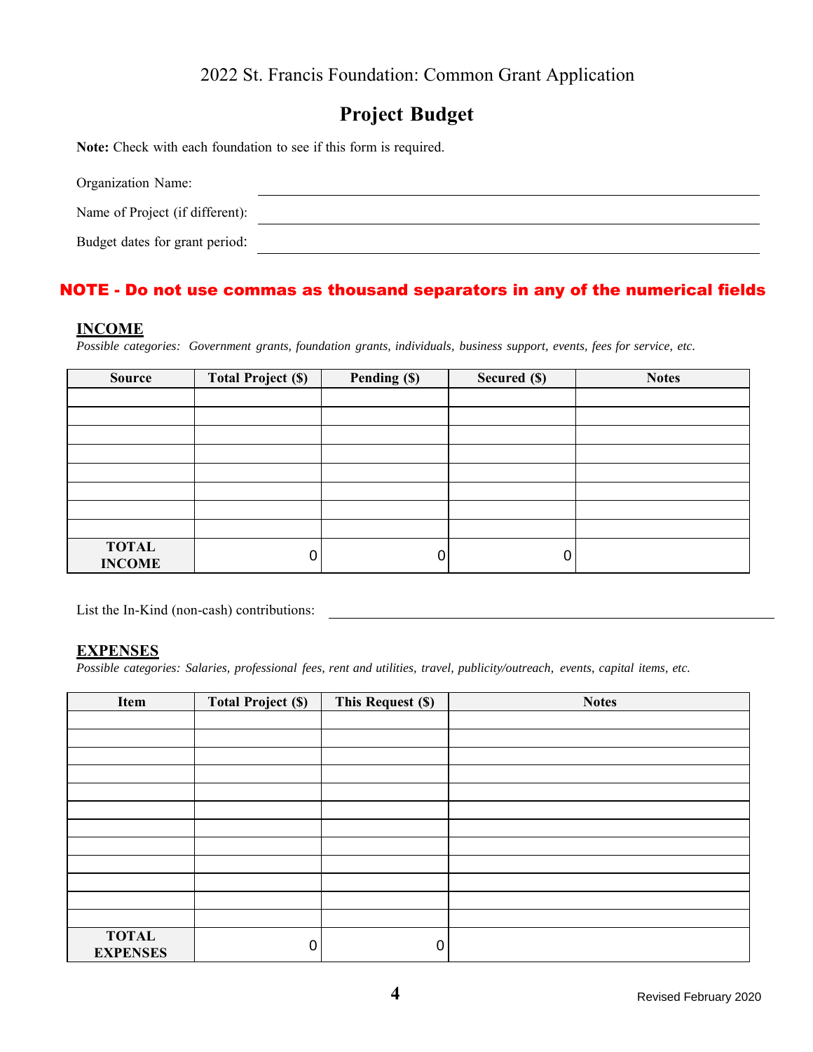2022 St. Francis Foundation: Common Grant Application

# Project Budget

**Note:** Check with each foundation to see if this form is required.

Organization Name: ______________________________

Name of Project (if different): ______________________________

Budget dates for grant period: ______________________________

**NOTE - Do not use commas as thousand separators in any of the numerical fields**

## INCOME

*Possible categories: Government grants, foundation grants, individuals, business support, events, fees for service, etc.*

| Source | Total Project ($) | Pending ($) | Secured ($) | Notes |
|---|---|---|---|---|
| | | | | |
| | | | | |
| | | | | |
| | | | | |
| | | | | |
| | | | | |
| | | | | |
| | | | | |
| **TOTAL INCOME** | 0 | 0 | 0 | |

List the In-Kind (non-cash) contributions: ______________________________

## EXPENSES

*Possible categories: Salaries, professional fees, rent and utilities, travel, publicity/outreach, events, capital items, etc.*

| Item | Total Project ($) | This Request ($) | Notes |
|---|---|---|---|
| | | | |
| | | | |
| | | | |
| | | | |
| | | | |
| | | | |
| | | | |
| | | | |
| | | | |
| | | | |
| | | | |
| | | | |
| **TOTAL EXPENSES** | 0 | 0 | |

Revised February 2020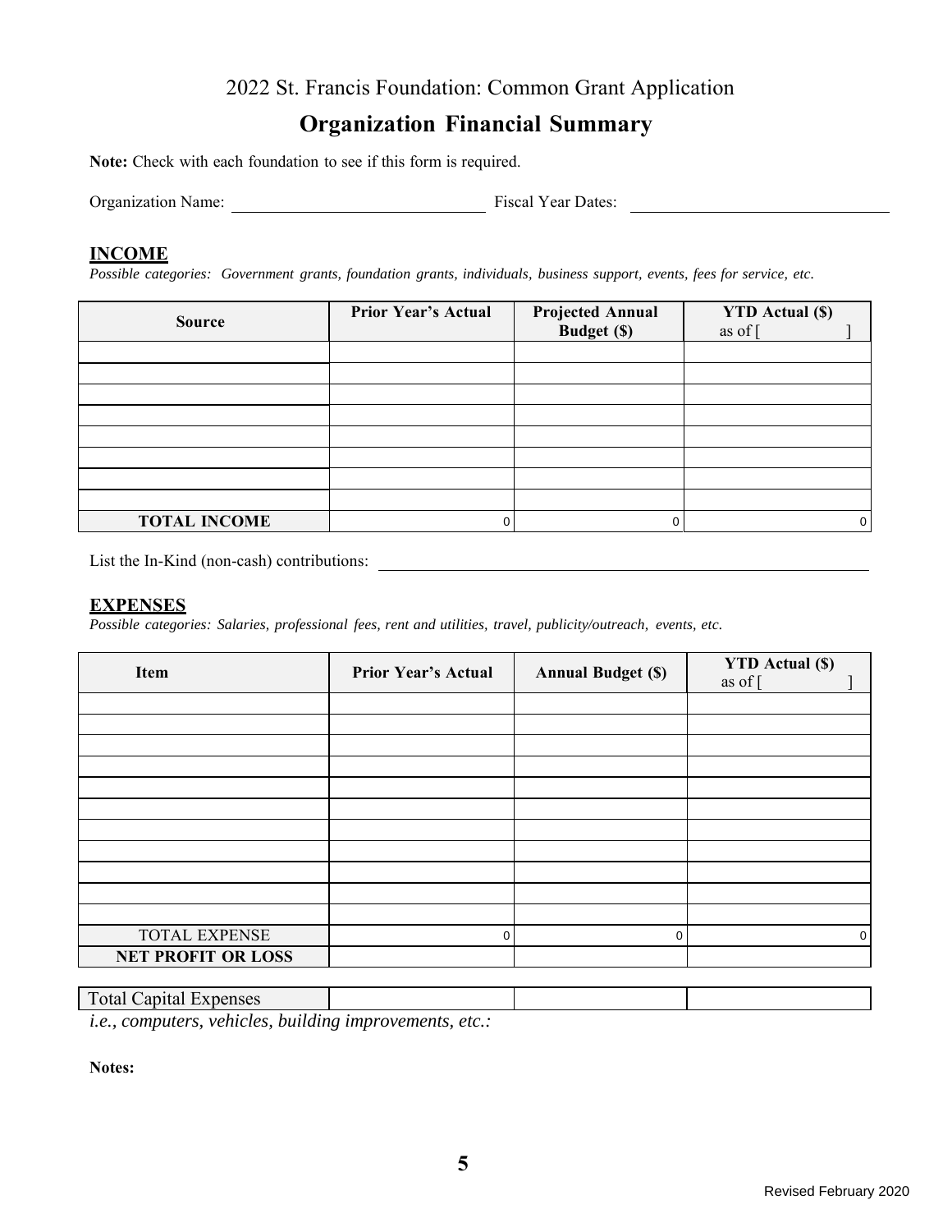2022 St. Francis Foundation: Common Grant Application

# Organization Financial Summary

**Note:** Check with each foundation to see if this form is required.

Organization Name: ______________________________ Fiscal Year Dates: ______________________________

## INCOME

*Possible categories: Government grants, foundation grants, individuals, business support, events, fees for service, etc.*

| Source | Prior Year's Actual | Projected Annual Budget ($) | YTD Actual ($) as of [ ] |
|---|---|---|---|
| | | | |
| | | | |
| | | | |
| | | | |
| | | | |
| | | | |
| | | | |
| | | | |
| **TOTAL INCOME** | 0 | 0 | 0 |

List the In-Kind (non-cash) contributions: ______________________________

## EXPENSES

*Possible categories: Salaries, professional fees, rent and utilities, travel, publicity/outreach, events, etc.*

| Item | Prior Year's Actual | Annual Budget ($) | YTD Actual ($) as of [ ] |
|---|---|---|---|
| | | | |
| | | | |
| | | | |
| | | | |
| | | | |
| | | | |
| | | | |
| | | | |
| | | | |
| | | | |
| | | | |
| TOTAL EXPENSE | 0 | 0 | 0 |
| **NET PROFIT OR LOSS** | | | |

| | | | |
|---|---|---|---|
| Total Capital Expenses | | | |

*i.e., computers, vehicles, building improvements, etc.:*

**Notes:**

Revised February 2020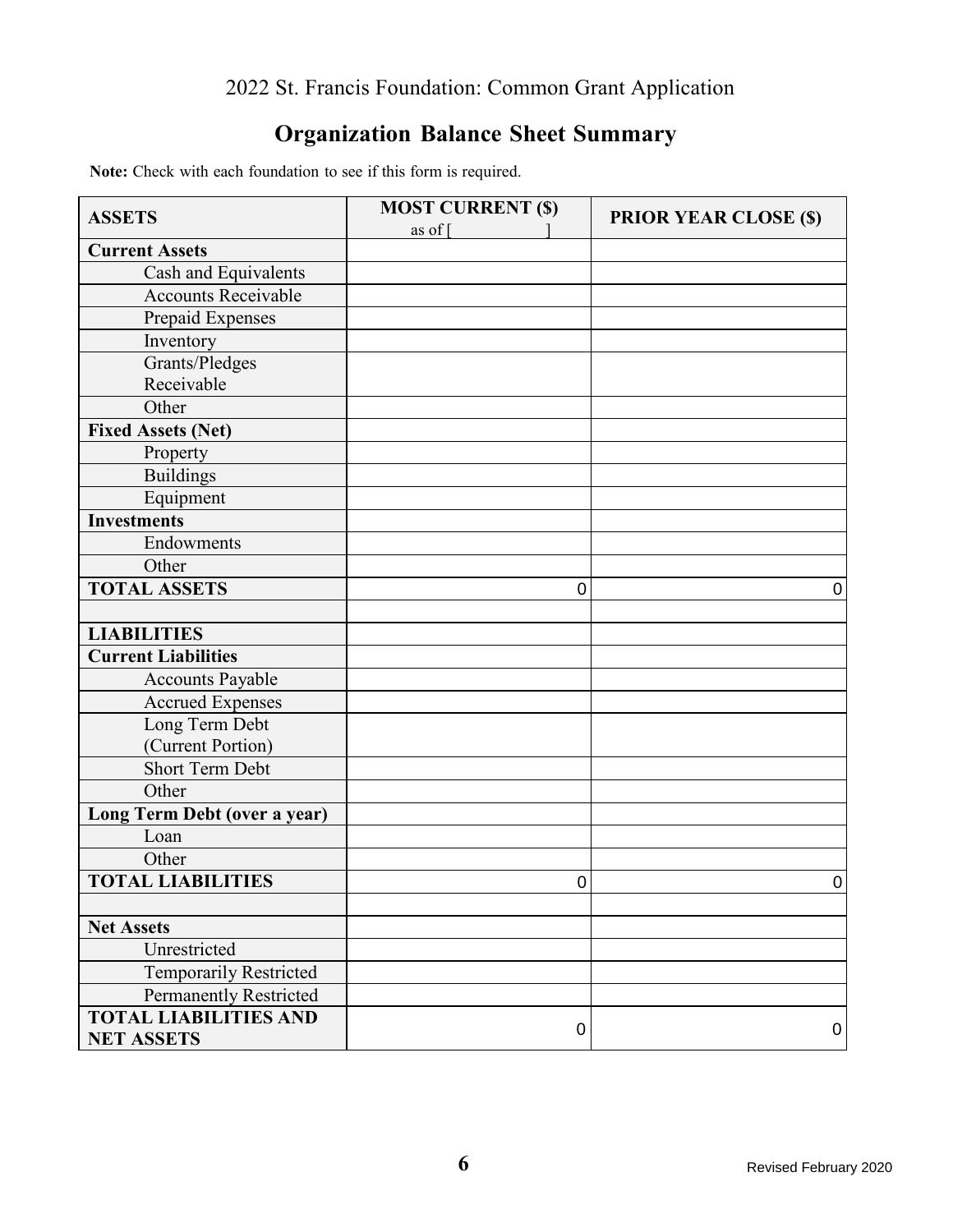2022 St. Francis Foundation: Common Grant Application

## Organization Balance Sheet Summary

**Note:** Check with each foundation to see if this form is required.

| ASSETS | MOST CURRENT ($) as of [ ] | PRIOR YEAR CLOSE ($) |
|---|---|---|
| **Current Assets** | | |
| Cash and Equivalents | | |
| Accounts Receivable | | |
| Prepaid Expenses | | |
| Inventory | | |
| Grants/Pledges Receivable | | |
| Other | | |
| **Fixed Assets (Net)** | | |
| Property | | |
| Buildings | | |
| Equipment | | |
| **Investments** | | |
| Endowments | | |
| Other | | |
| **TOTAL ASSETS** | 0 | 0 |
| | | |
| **LIABILITIES** | | |
| **Current Liabilities** | | |
| Accounts Payable | | |
| Accrued Expenses | | |
| Long Term Debt (Current Portion) | | |
| Short Term Debt | | |
| Other | | |
| **Long Term Debt (over a year)** | | |
| Loan | | |
| Other | | |
| **TOTAL LIABILITIES** | 0 | 0 |
| | | |
| **Net Assets** | | |
| Unrestricted | | |
| Temporarily Restricted | | |
| Permanently Restricted | | |
| **TOTAL LIABILITIES AND NET ASSETS** | 0 | 0 |

Revised February 2020